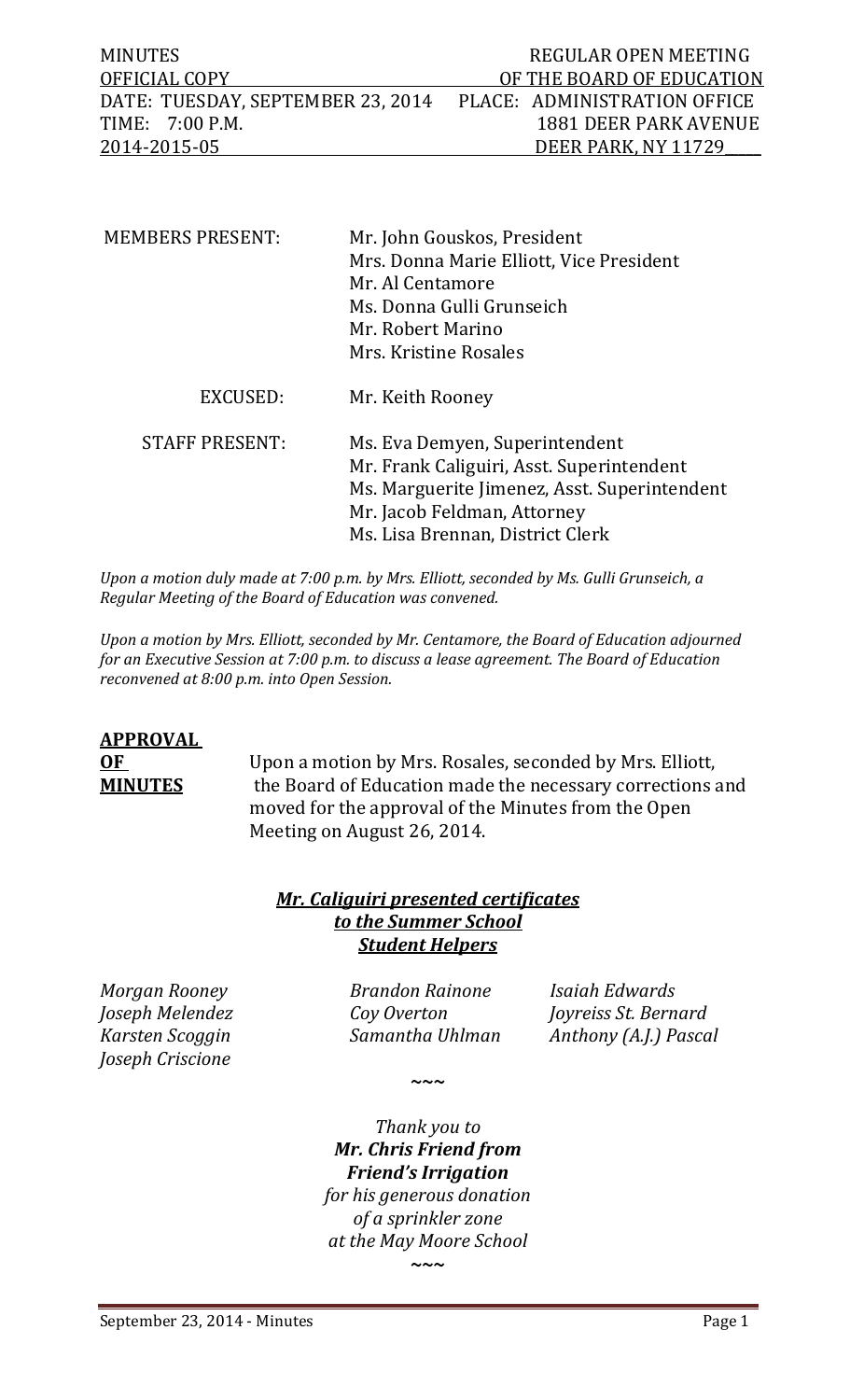| MINUTES | REGULAR OPEN MEETING |
| --- | --- |
| OFFICIAL COPY | OF THE BOARD OF EDUCATION |
| DATE: TUESDAY, SEPTEMBER 23, 2014 | PLACE: ADMINISTRATION OFFICE |
| TIME: 7:00 P.M. | 1881 DEER PARK AVENUE |
| 2014-2015-05 | DEER PARK, NY 11729 |

| | |
| --- | --- |
| MEMBERS PRESENT: | Mr. John Gouskos, President<br>Mrs. Donna Marie Elliott, Vice President<br>Mr. Al Centamore<br>Ms. Donna Gulli Grunseich<br>Mr. Robert Marino<br>Mrs. Kristine Rosales |
| EXCUSED: | Mr. Keith Rooney |
| STAFF PRESENT: | Ms. Eva Demyen, Superintendent<br>Mr. Frank Caliguiri, Asst. Superintendent<br>Ms. Marguerite Jimenez, Asst. Superintendent<br>Mr. Jacob Feldman, Attorney<br>Ms. Lisa Brennan, District Clerk |

*Upon a motion duly made at 7:00 p.m. by Mrs. Elliott, seconded by Ms. Gulli Grunseich, a Regular Meeting of the Board of Education was convened.*

*Upon a motion by Mrs. Elliott, seconded by Mr. Centamore, the Board of Education adjourned for an Executive Session at 7:00 p.m. to discuss a lease agreement. The Board of Education reconvened at 8:00 p.m. into Open Session.*

**APPROVAL OF MINUTES**

Upon a motion by Mrs. Rosales, seconded by Mrs. Elliott, the Board of Education made the necessary corrections and moved for the approval of the Minutes from the Open Meeting on August 26, 2014.

***Mr. Caliguiri presented certificates to the Summer School Student Helpers***

| | | |
| --- | --- | --- |
| *Morgan Rooney* | *Brandon Rainone* | *Isaiah Edwards* |
| *Joseph Melendez* | *Coy Overton* | *Joyreiss St. Bernard* |
| *Karsten Scoggin* | *Samantha Uhlman* | *Anthony (A.J.) Pascal* |
| *Joseph Criscione* | | |

~~~

*Thank you to*
***Mr. Chris Friend from Friend's Irrigation***
*for his generous donation of a sprinkler zone at the May Moore School*

~~~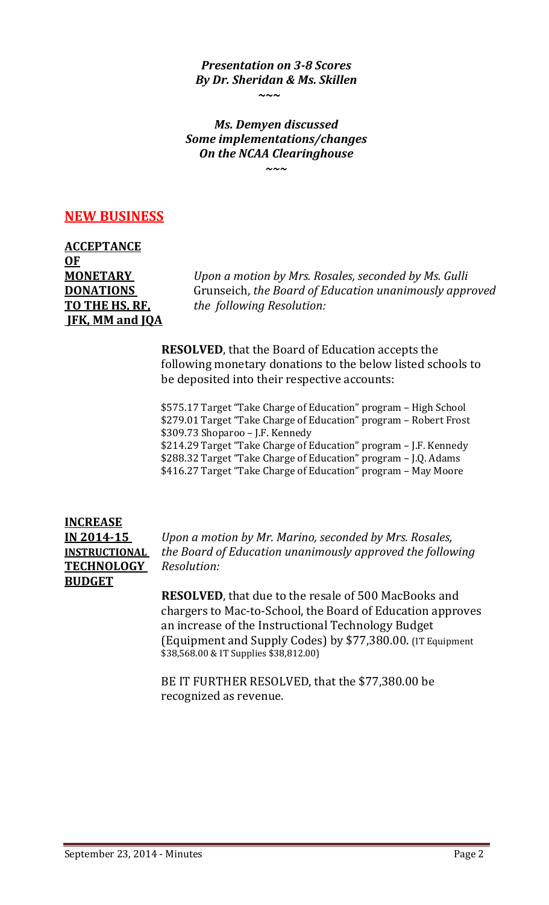***Presentation on 3-8 Scores***
***By Dr. Sheridan & Ms. Skillen***

*~~~*

***Ms. Demyen discussed***
***Some implementations/changes***
***On the NCAA Clearinghouse***

*~~~*

## NEW BUSINESS

**ACCEPTANCE OF MONETARY DONATIONS TO THE HS, RF, JFK, MM and JQA**

*Upon a motion by Mrs. Rosales, seconded by Ms. Gulli* Grunseich, *the Board of Education unanimously approved the following Resolution:*

**RESOLVED**, that the Board of Education accepts the following monetary donations to the below listed schools to be deposited into their respective accounts:

$575.17 Target "Take Charge of Education" program – High School
$279.01 Target "Take Charge of Education" program – Robert Frost
$309.73 Shoparoo – J.F. Kennedy
$214.29 Target "Take Charge of Education" program – J.F. Kennedy
$288.32 Target "Take Charge of Education" program – J.Q. Adams
$416.27 Target "Take Charge of Education" program – May Moore

**INCREASE IN 2014-15 INSTRUCTIONAL TECHNOLOGY BUDGET**

*Upon a motion by Mr. Marino, seconded by Mrs. Rosales, the Board of Education unanimously approved the following Resolution:*

**RESOLVED**, that due to the resale of 500 MacBooks and chargers to Mac-to-School, the Board of Education approves an increase of the Instructional Technology Budget (Equipment and Supply Codes) by $77,380.00. (IT Equipment $38,568.00 & IT Supplies $38,812.00)

BE IT FURTHER RESOLVED, that the $77,380.00 be recognized as revenue.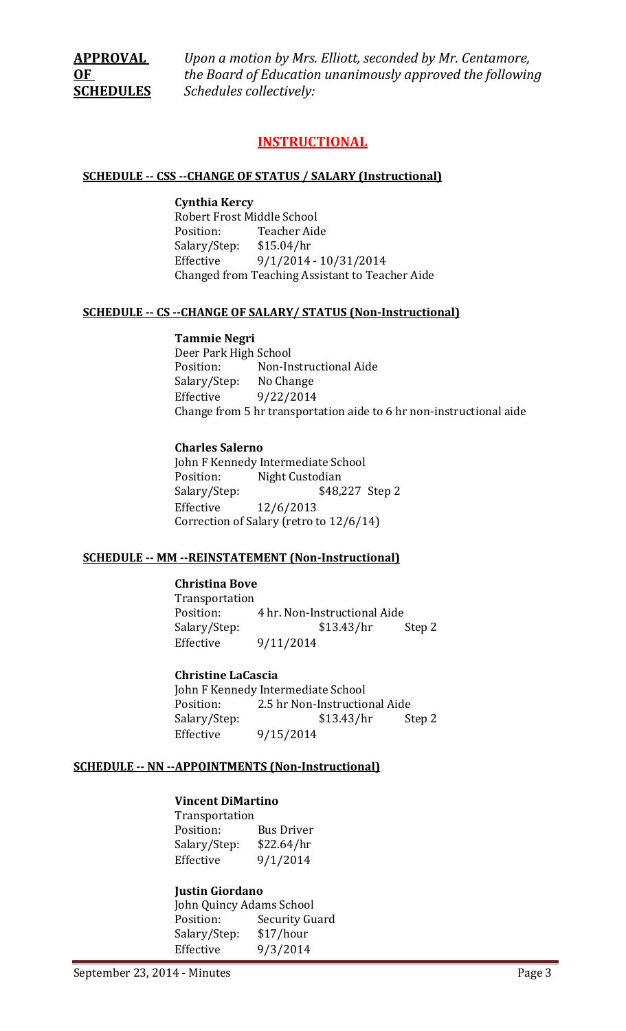**APPROVAL OF SCHEDULES** *Upon a motion by Mrs. Elliott, seconded by Mr. Centamore, the Board of Education unanimously approved the following Schedules collectively:*

## INSTRUCTIONAL

### SCHEDULE -- CSS --CHANGE OF STATUS / SALARY (Instructional)

**Cynthia Kercy**
Robert Frost Middle School
Position: Teacher Aide
Salary/Step: $15.04/hr
Effective 9/1/2014 - 10/31/2014
Changed from Teaching Assistant to Teacher Aide

### SCHEDULE -- CS --CHANGE OF SALARY/ STATUS (Non-Instructional)

**Tammie Negri**
Deer Park High School
Position: Non-Instructional Aide
Salary/Step: No Change
Effective 9/22/2014
Change from 5 hr transportation aide to 6 hr non-instructional aide

**Charles Salerno**
John F Kennedy Intermediate School
Position: Night Custodian
Salary/Step: $48,227 Step 2
Effective 12/6/2013
Correction of Salary (retro to 12/6/14)

### SCHEDULE -- MM --REINSTATEMENT (Non-Instructional)

**Christina Bove**
Transportation
Position: 4 hr. Non-Instructional Aide
Salary/Step: $13.43/hr Step 2
Effective 9/11/2014

**Christine LaCascia**
John F Kennedy Intermediate School
Position: 2.5 hr Non-Instructional Aide
Salary/Step: $13.43/hr Step 2
Effective 9/15/2014

### SCHEDULE -- NN --APPOINTMENTS (Non-Instructional)

**Vincent DiMartino**
Transportation
Position: Bus Driver
Salary/Step: $22.64/hr
Effective 9/1/2014

**Justin Giordano**
John Quincy Adams School
Position: Security Guard
Salary/Step: $17/hour
Effective 9/3/2014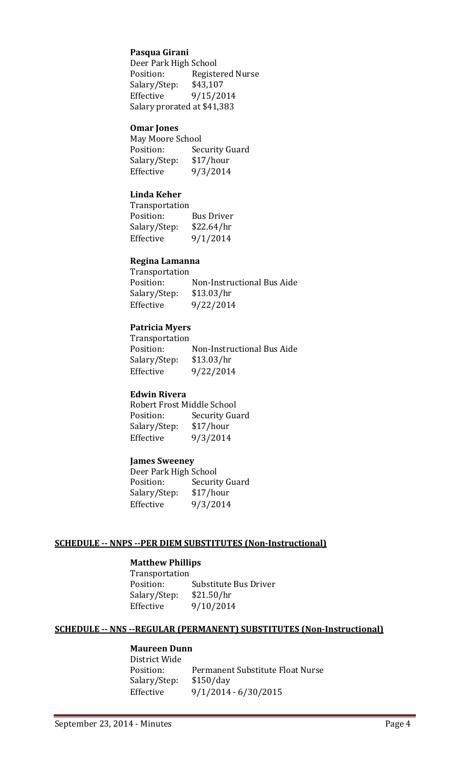**Pasqua Girani**
Deer Park High School
Position: Registered Nurse
Salary/Step: $43,107
Effective 9/15/2014
Salary prorated at $41,383

**Omar Jones**
May Moore School
Position: Security Guard
Salary/Step: $17/hour
Effective 9/3/2014

**Linda Keher**
Transportation
Position: Bus Driver
Salary/Step: $22.64/hr
Effective 9/1/2014

**Regina Lamanna**
Transportation
Position: Non-Instructional Bus Aide
Salary/Step: $13.03/hr
Effective 9/22/2014

**Patricia Myers**
Transportation
Position: Non-Instructional Bus Aide
Salary/Step: $13.03/hr
Effective 9/22/2014

**Edwin Rivera**
Robert Frost Middle School
Position: Security Guard
Salary/Step: $17/hour
Effective 9/3/2014

**James Sweeney**
Deer Park High School
Position: Security Guard
Salary/Step: $17/hour
Effective 9/3/2014

**SCHEDULE -- NNPS --PER DIEM SUBSTITUTES (Non-Instructional)**

**Matthew Phillips**
Transportation
Position: Substitute Bus Driver
Salary/Step: $21.50/hr
Effective 9/10/2014

**SCHEDULE -- NNS --REGULAR (PERMANENT) SUBSTITUTES (Non-Instructional)**

**Maureen Dunn**
District Wide
Position: Permanent Substitute Float Nurse
Salary/Step: $150/day
Effective 9/1/2014 - 6/30/2015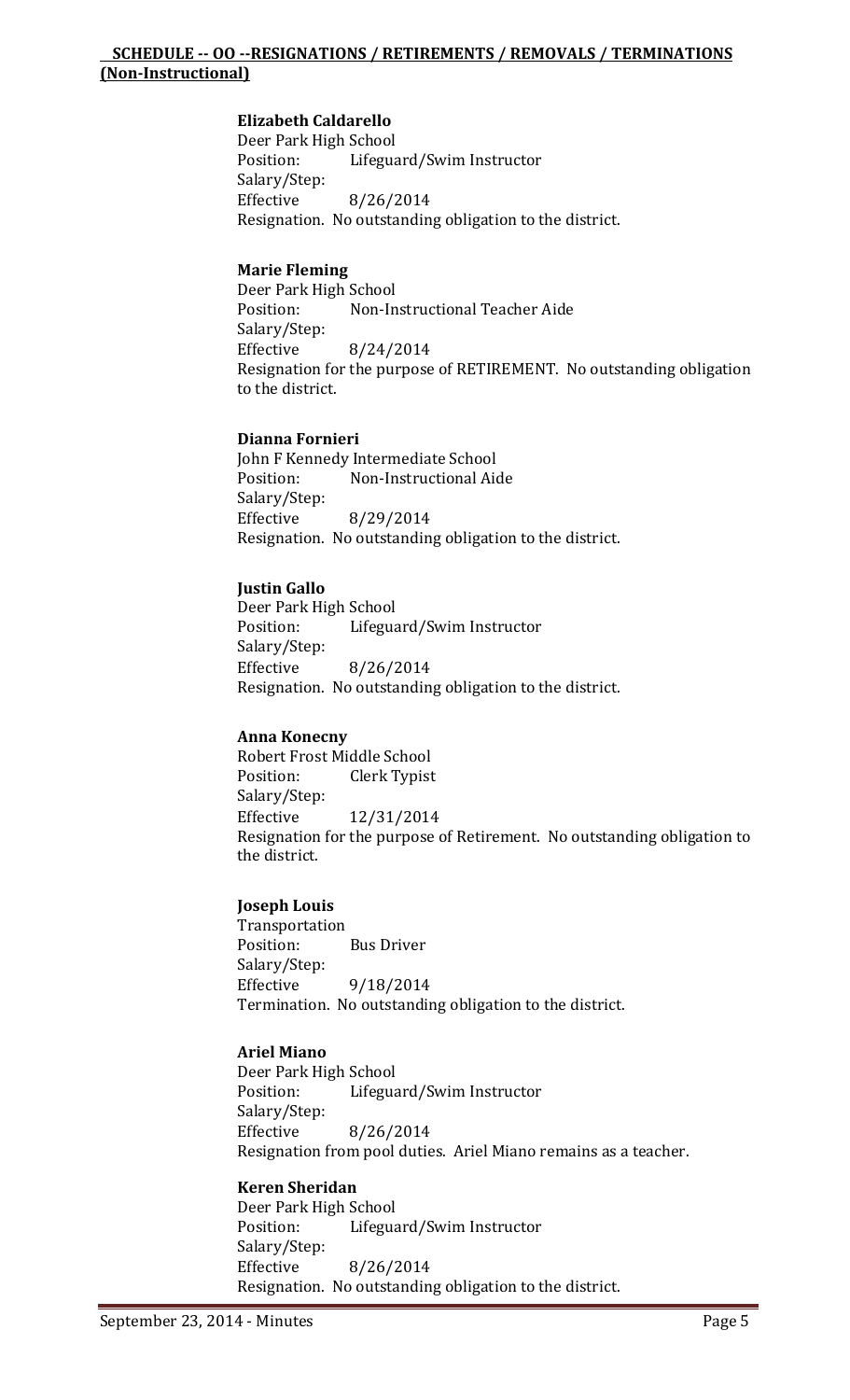## SCHEDULE -- OO --RESIGNATIONS / RETIREMENTS / REMOVALS / TERMINATIONS (Non-Instructional)

**Elizabeth Caldarello**
Deer Park High School
Position: Lifeguard/Swim Instructor
Salary/Step:
Effective 8/26/2014
Resignation. No outstanding obligation to the district.

**Marie Fleming**
Deer Park High School
Position: Non-Instructional Teacher Aide
Salary/Step:
Effective 8/24/2014
Resignation for the purpose of RETIREMENT. No outstanding obligation to the district.

**Dianna Fornieri**
John F Kennedy Intermediate School
Position: Non-Instructional Aide
Salary/Step:
Effective 8/29/2014
Resignation. No outstanding obligation to the district.

**Justin Gallo**
Deer Park High School
Position: Lifeguard/Swim Instructor
Salary/Step:
Effective 8/26/2014
Resignation. No outstanding obligation to the district.

**Anna Konecny**
Robert Frost Middle School
Position: Clerk Typist
Salary/Step:
Effective 12/31/2014
Resignation for the purpose of Retirement. No outstanding obligation to the district.

**Joseph Louis**
Transportation
Position: Bus Driver
Salary/Step:
Effective 9/18/2014
Termination. No outstanding obligation to the district.

**Ariel Miano**
Deer Park High School
Position: Lifeguard/Swim Instructor
Salary/Step:
Effective 8/26/2014
Resignation from pool duties. Ariel Miano remains as a teacher.

**Keren Sheridan**
Deer Park High School
Position: Lifeguard/Swim Instructor
Salary/Step:
Effective 8/26/2014
Resignation. No outstanding obligation to the district.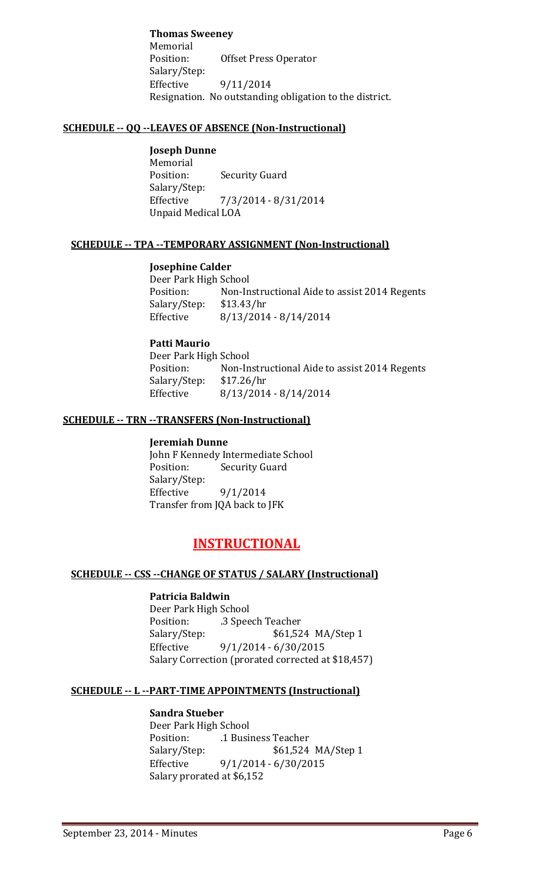**Thomas Sweeney**
Memorial
Position: Offset Press Operator
Salary/Step:
Effective 9/11/2014
Resignation. No outstanding obligation to the district.

**SCHEDULE -- QQ --LEAVES OF ABSENCE (Non-Instructional)**

**Joseph Dunne**
Memorial
Position: Security Guard
Salary/Step:
Effective 7/3/2014 - 8/31/2014
Unpaid Medical LOA

**SCHEDULE -- TPA --TEMPORARY ASSIGNMENT (Non-Instructional)**

**Josephine Calder**
Deer Park High School
Position: Non-Instructional Aide to assist 2014 Regents
Salary/Step: $13.43/hr
Effective 8/13/2014 - 8/14/2014

**Patti Maurio**
Deer Park High School
Position: Non-Instructional Aide to assist 2014 Regents
Salary/Step: $17.26/hr
Effective 8/13/2014 - 8/14/2014

**SCHEDULE -- TRN --TRANSFERS (Non-Instructional)**

**Jeremiah Dunne**
John F Kennedy Intermediate School
Position: Security Guard
Salary/Step:
Effective 9/1/2014
Transfer from JQA back to JFK

# INSTRUCTIONAL

**SCHEDULE -- CSS --CHANGE OF STATUS / SALARY (Instructional)**

**Patricia Baldwin**
Deer Park High School
Position: .3 Speech Teacher
Salary/Step: $61,524 MA/Step 1
Effective 9/1/2014 - 6/30/2015
Salary Correction (prorated corrected at $18,457)

**SCHEDULE -- L --PART-TIME APPOINTMENTS (Instructional)**

**Sandra Stueber**
Deer Park High School
Position: .1 Business Teacher
Salary/Step: $61,524 MA/Step 1
Effective 9/1/2014 - 6/30/2015
Salary prorated at $6,152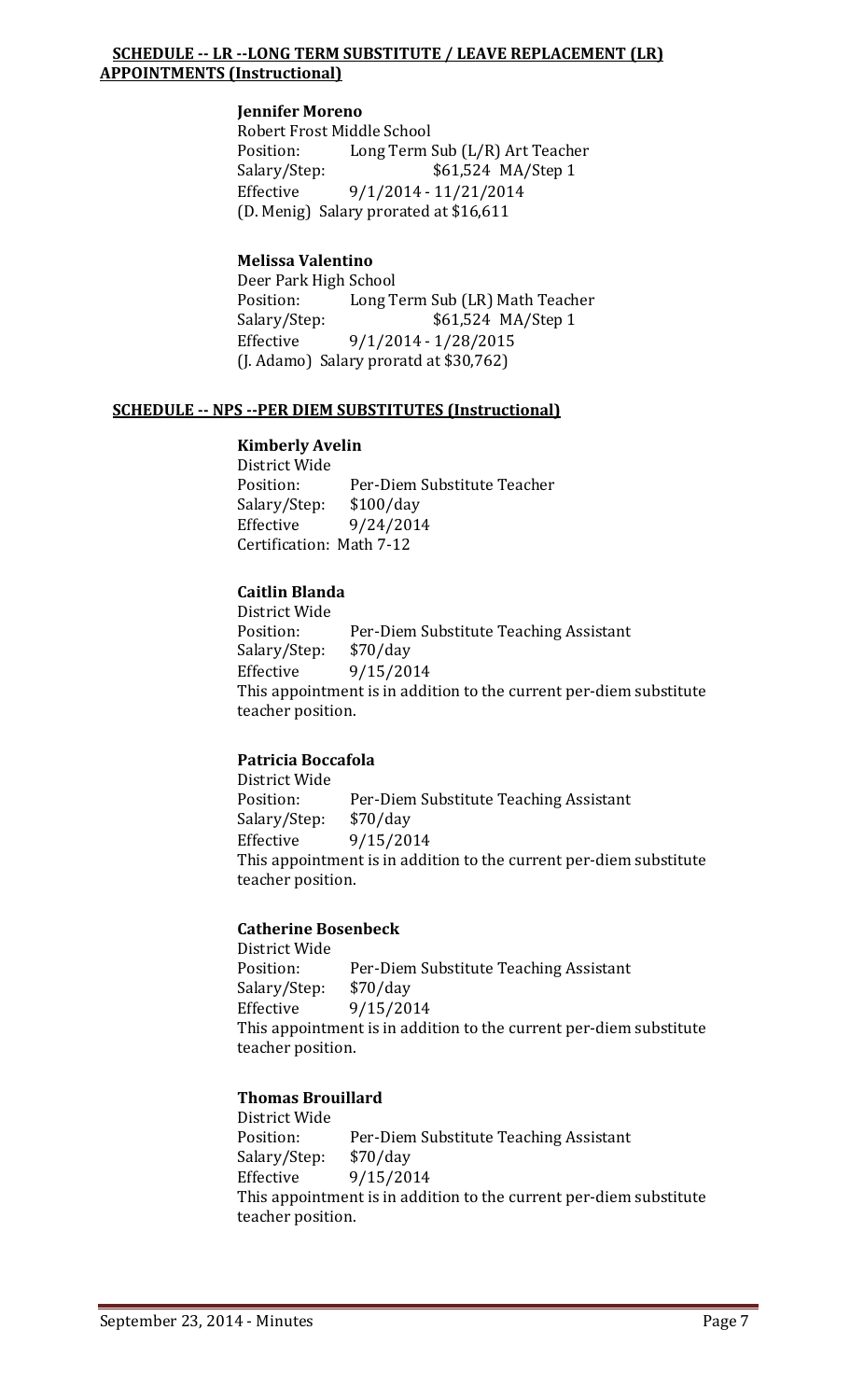**SCHEDULE -- LR --LONG TERM SUBSTITUTE / LEAVE REPLACEMENT (LR) APPOINTMENTS (Instructional)**

**Jennifer Moreno**
Robert Frost Middle School
Position: Long Term Sub (L/R) Art Teacher
Salary/Step: $61,524 MA/Step 1
Effective 9/1/2014 - 11/21/2014
(D. Menig) Salary prorated at $16,611

**Melissa Valentino**
Deer Park High School
Position: Long Term Sub (LR) Math Teacher
Salary/Step: $61,524 MA/Step 1
Effective 9/1/2014 - 1/28/2015
(J. Adamo) Salary proratd at $30,762)

**SCHEDULE -- NPS --PER DIEM SUBSTITUTES (Instructional)**

**Kimberly Avelin**
District Wide
Position: Per-Diem Substitute Teacher
Salary/Step: $100/day
Effective 9/24/2014
Certification: Math 7-12

**Caitlin Blanda**
District Wide
Position: Per-Diem Substitute Teaching Assistant
Salary/Step: $70/day
Effective 9/15/2014
This appointment is in addition to the current per-diem substitute teacher position.

**Patricia Boccafola**
District Wide
Position: Per-Diem Substitute Teaching Assistant
Salary/Step: $70/day
Effective 9/15/2014
This appointment is in addition to the current per-diem substitute teacher position.

**Catherine Bosenbeck**
District Wide
Position: Per-Diem Substitute Teaching Assistant
Salary/Step: $70/day
Effective 9/15/2014
This appointment is in addition to the current per-diem substitute teacher position.

**Thomas Brouillard**
District Wide
Position: Per-Diem Substitute Teaching Assistant
Salary/Step: $70/day
Effective 9/15/2014
This appointment is in addition to the current per-diem substitute teacher position.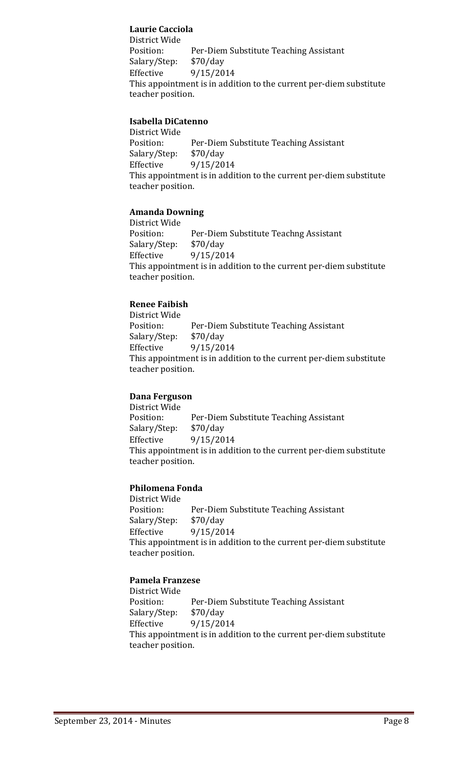**Laurie Cacciola**
District Wide
Position: Per-Diem Substitute Teaching Assistant
Salary/Step: $70/day
Effective 9/15/2014
This appointment is in addition to the current per-diem substitute teacher position.

**Isabella DiCatenno**
District Wide
Position: Per-Diem Substitute Teaching Assistant
Salary/Step: $70/day
Effective 9/15/2014
This appointment is in addition to the current per-diem substitute teacher position.

**Amanda Downing**
District Wide
Position: Per-Diem Substitute Teachng Assistant
Salary/Step: $70/day
Effective 9/15/2014
This appointment is in addition to the current per-diem substitute teacher position.

**Renee Faibish**
District Wide
Position: Per-Diem Substitute Teaching Assistant
Salary/Step: $70/day
Effective 9/15/2014
This appointment is in addition to the current per-diem substitute teacher position.

**Dana Ferguson**
District Wide
Position: Per-Diem Substitute Teaching Assistant
Salary/Step: $70/day
Effective 9/15/2014
This appointment is in addition to the current per-diem substitute teacher position.

**Philomena Fonda**
District Wide
Position: Per-Diem Substitute Teaching Assistant
Salary/Step: $70/day
Effective 9/15/2014
This appointment is in addition to the current per-diem substitute teacher position.

**Pamela Franzese**
District Wide
Position: Per-Diem Substitute Teaching Assistant
Salary/Step: $70/day
Effective 9/15/2014
This appointment is in addition to the current per-diem substitute teacher position.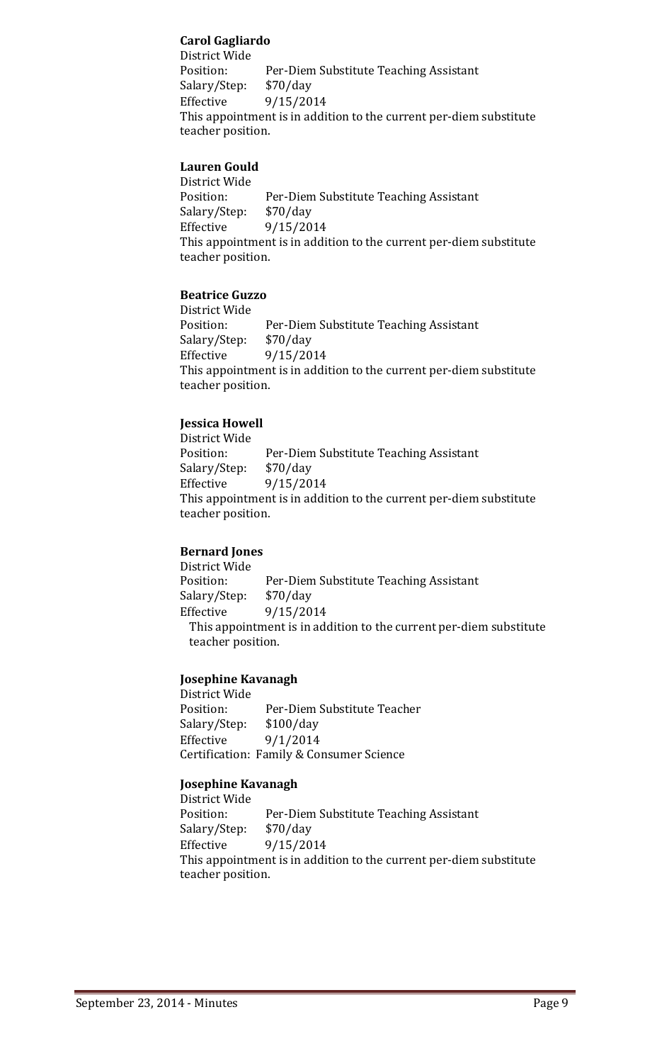**Carol Gagliardo**
District Wide
Position: Per-Diem Substitute Teaching Assistant
Salary/Step: $70/day
Effective 9/15/2014
This appointment is in addition to the current per-diem substitute teacher position.

**Lauren Gould**
District Wide
Position: Per-Diem Substitute Teaching Assistant
Salary/Step: $70/day
Effective 9/15/2014
This appointment is in addition to the current per-diem substitute teacher position.

**Beatrice Guzzo**
District Wide
Position: Per-Diem Substitute Teaching Assistant
Salary/Step: $70/day
Effective 9/15/2014
This appointment is in addition to the current per-diem substitute teacher position.

**Jessica Howell**
District Wide
Position: Per-Diem Substitute Teaching Assistant
Salary/Step: $70/day
Effective 9/15/2014
This appointment is in addition to the current per-diem substitute teacher position.

**Bernard Jones**
District Wide
Position: Per-Diem Substitute Teaching Assistant
Salary/Step: $70/day
Effective 9/15/2014
This appointment is in addition to the current per-diem substitute teacher position.

**Josephine Kavanagh**
District Wide
Position: Per-Diem Substitute Teacher
Salary/Step: $100/day
Effective 9/1/2014
Certification: Family & Consumer Science

**Josephine Kavanagh**
District Wide
Position: Per-Diem Substitute Teaching Assistant
Salary/Step: $70/day
Effective 9/15/2014
This appointment is in addition to the current per-diem substitute teacher position.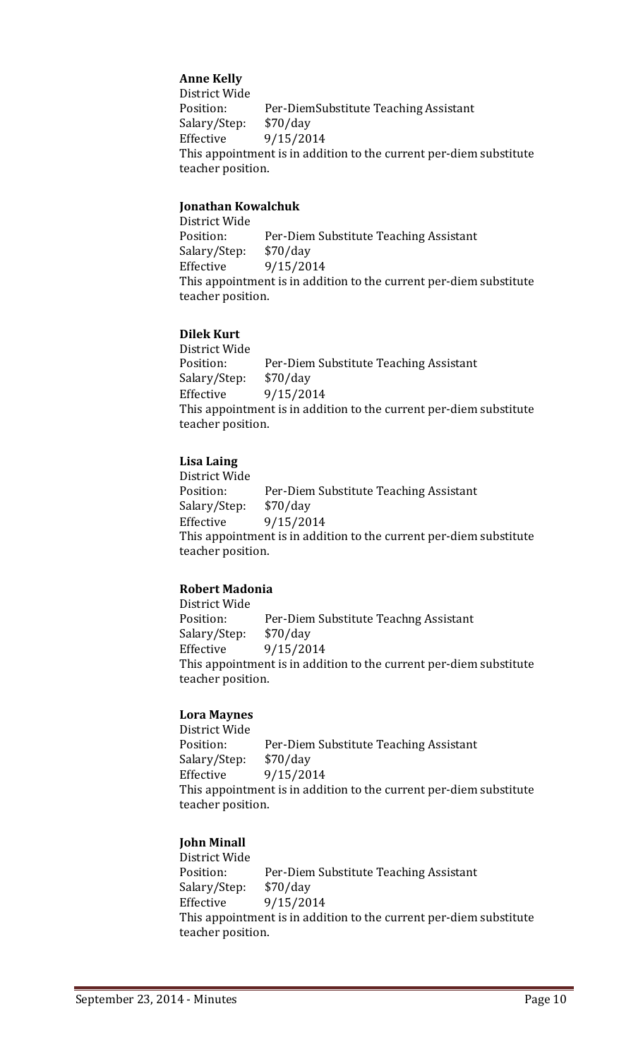**Anne Kelly**
District Wide
Position: Per-DiemSubstitute Teaching Assistant
Salary/Step: $70/day
Effective 9/15/2014
This appointment is in addition to the current per-diem substitute teacher position.

**Jonathan Kowalchuk**
District Wide
Position: Per-Diem Substitute Teaching Assistant
Salary/Step: $70/day
Effective 9/15/2014
This appointment is in addition to the current per-diem substitute teacher position.

**Dilek Kurt**
District Wide
Position: Per-Diem Substitute Teaching Assistant
Salary/Step: $70/day
Effective 9/15/2014
This appointment is in addition to the current per-diem substitute teacher position.

**Lisa Laing**
District Wide
Position: Per-Diem Substitute Teaching Assistant
Salary/Step: $70/day
Effective 9/15/2014
This appointment is in addition to the current per-diem substitute teacher position.

**Robert Madonia**
District Wide
Position: Per-Diem Substitute Teachng Assistant
Salary/Step: $70/day
Effective 9/15/2014
This appointment is in addition to the current per-diem substitute teacher position.

**Lora Maynes**
District Wide
Position: Per-Diem Substitute Teaching Assistant
Salary/Step: $70/day
Effective 9/15/2014
This appointment is in addition to the current per-diem substitute teacher position.

**John Minall**
District Wide
Position: Per-Diem Substitute Teaching Assistant
Salary/Step: $70/day
Effective 9/15/2014
This appointment is in addition to the current per-diem substitute teacher position.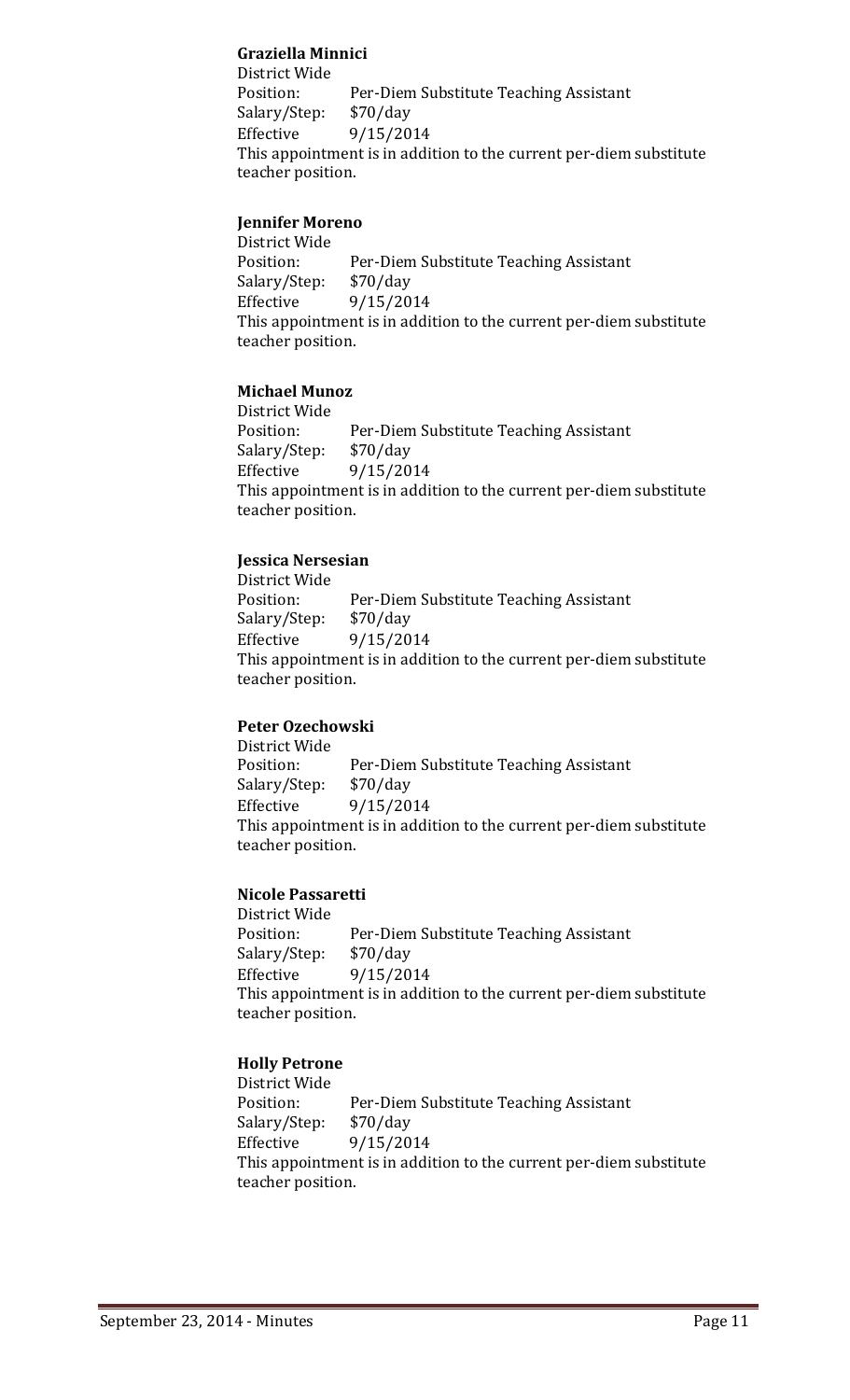**Graziella Minnici**
District Wide
Position: Per-Diem Substitute Teaching Assistant
Salary/Step: $70/day
Effective 9/15/2014
This appointment is in addition to the current per-diem substitute teacher position.

**Jennifer Moreno**
District Wide
Position: Per-Diem Substitute Teaching Assistant
Salary/Step: $70/day
Effective 9/15/2014
This appointment is in addition to the current per-diem substitute teacher position.

**Michael Munoz**
District Wide
Position: Per-Diem Substitute Teaching Assistant
Salary/Step: $70/day
Effective 9/15/2014
This appointment is in addition to the current per-diem substitute teacher position.

**Jessica Nersesian**
District Wide
Position: Per-Diem Substitute Teaching Assistant
Salary/Step: $70/day
Effective 9/15/2014
This appointment is in addition to the current per-diem substitute teacher position.

**Peter Ozechowski**
District Wide
Position: Per-Diem Substitute Teaching Assistant
Salary/Step: $70/day
Effective 9/15/2014
This appointment is in addition to the current per-diem substitute teacher position.

**Nicole Passaretti**
District Wide
Position: Per-Diem Substitute Teaching Assistant
Salary/Step: $70/day
Effective 9/15/2014
This appointment is in addition to the current per-diem substitute teacher position.

**Holly Petrone**
District Wide
Position: Per-Diem Substitute Teaching Assistant
Salary/Step: $70/day
Effective 9/15/2014
This appointment is in addition to the current per-diem substitute teacher position.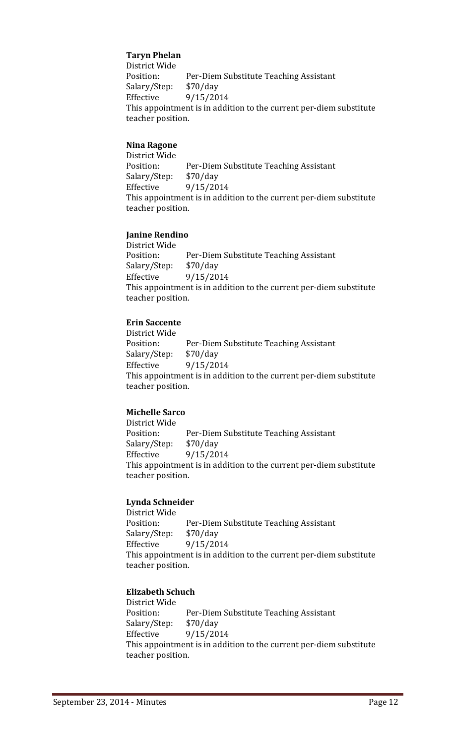**Taryn Phelan**
District Wide
Position: Per-Diem Substitute Teaching Assistant
Salary/Step: $70/day
Effective 9/15/2014
This appointment is in addition to the current per-diem substitute teacher position.

**Nina Ragone**
District Wide
Position: Per-Diem Substitute Teaching Assistant
Salary/Step: $70/day
Effective 9/15/2014
This appointment is in addition to the current per-diem substitute teacher position.

**Janine Rendino**
District Wide
Position: Per-Diem Substitute Teaching Assistant
Salary/Step: $70/day
Effective 9/15/2014
This appointment is in addition to the current per-diem substitute teacher position.

**Erin Saccente**
District Wide
Position: Per-Diem Substitute Teaching Assistant
Salary/Step: $70/day
Effective 9/15/2014
This appointment is in addition to the current per-diem substitute teacher position.

**Michelle Sarco**
District Wide
Position: Per-Diem Substitute Teaching Assistant
Salary/Step: $70/day
Effective 9/15/2014
This appointment is in addition to the current per-diem substitute teacher position.

**Lynda Schneider**
District Wide
Position: Per-Diem Substitute Teaching Assistant
Salary/Step: $70/day
Effective 9/15/2014
This appointment is in addition to the current per-diem substitute teacher position.

**Elizabeth Schuch**
District Wide
Position: Per-Diem Substitute Teaching Assistant
Salary/Step: $70/day
Effective 9/15/2014
This appointment is in addition to the current per-diem substitute teacher position.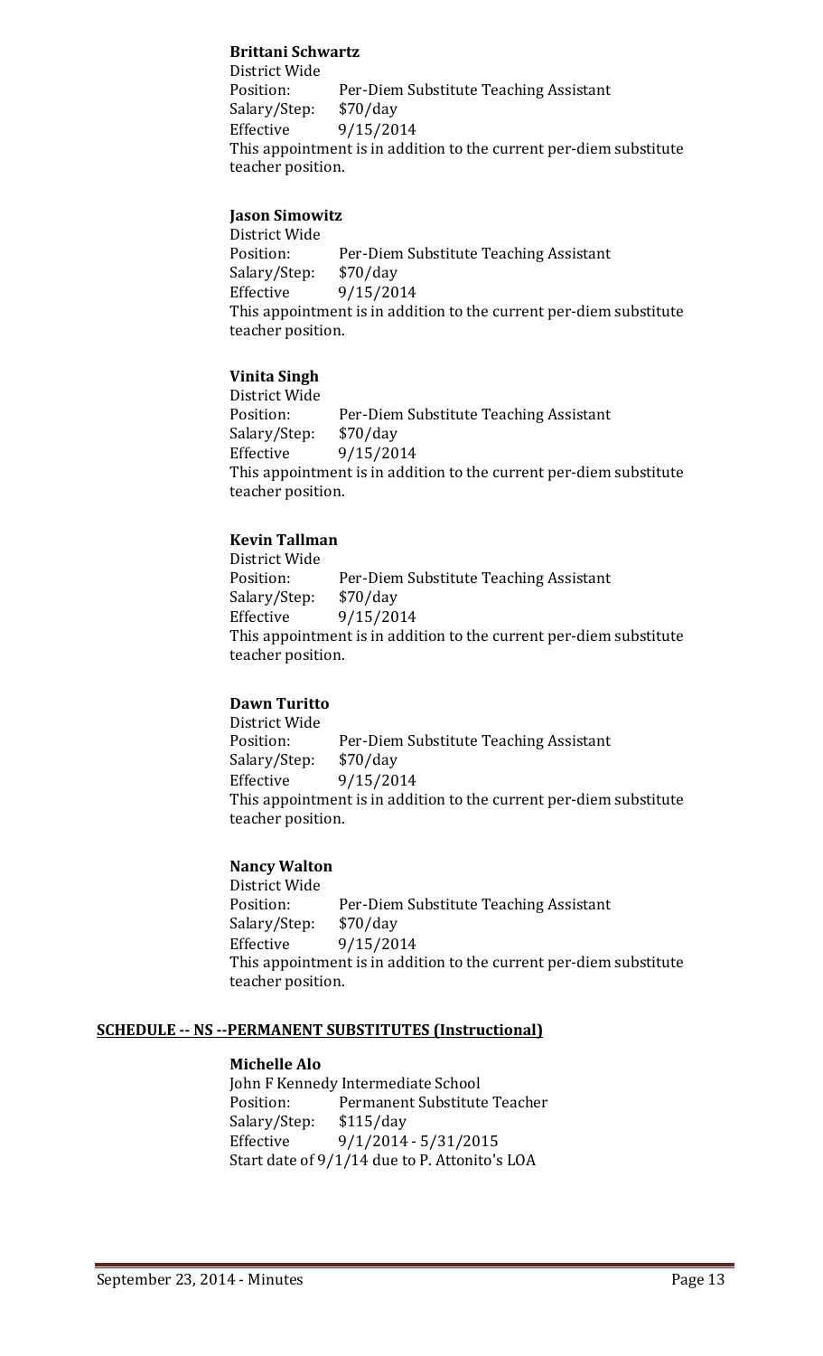**Brittani Schwartz**
District Wide
Position: Per-Diem Substitute Teaching Assistant
Salary/Step: $70/day
Effective 9/15/2014
This appointment is in addition to the current per-diem substitute teacher position.

**Jason Simowitz**
District Wide
Position: Per-Diem Substitute Teaching Assistant
Salary/Step: $70/day
Effective 9/15/2014
This appointment is in addition to the current per-diem substitute teacher position.

**Vinita Singh**
District Wide
Position: Per-Diem Substitute Teaching Assistant
Salary/Step: $70/day
Effective 9/15/2014
This appointment is in addition to the current per-diem substitute teacher position.

**Kevin Tallman**
District Wide
Position: Per-Diem Substitute Teaching Assistant
Salary/Step: $70/day
Effective 9/15/2014
This appointment is in addition to the current per-diem substitute teacher position.

**Dawn Turitto**
District Wide
Position: Per-Diem Substitute Teaching Assistant
Salary/Step: $70/day
Effective 9/15/2014
This appointment is in addition to the current per-diem substitute teacher position.

**Nancy Walton**
District Wide
Position: Per-Diem Substitute Teaching Assistant
Salary/Step: $70/day
Effective 9/15/2014
This appointment is in addition to the current per-diem substitute teacher position.

**SCHEDULE -- NS --PERMANENT SUBSTITUTES (Instructional)**

**Michelle Alo**
John F Kennedy Intermediate School
Position: Permanent Substitute Teacher
Salary/Step: $115/day
Effective 9/1/2014 - 5/31/2015
Start date of 9/1/14 due to P. Attonito's LOA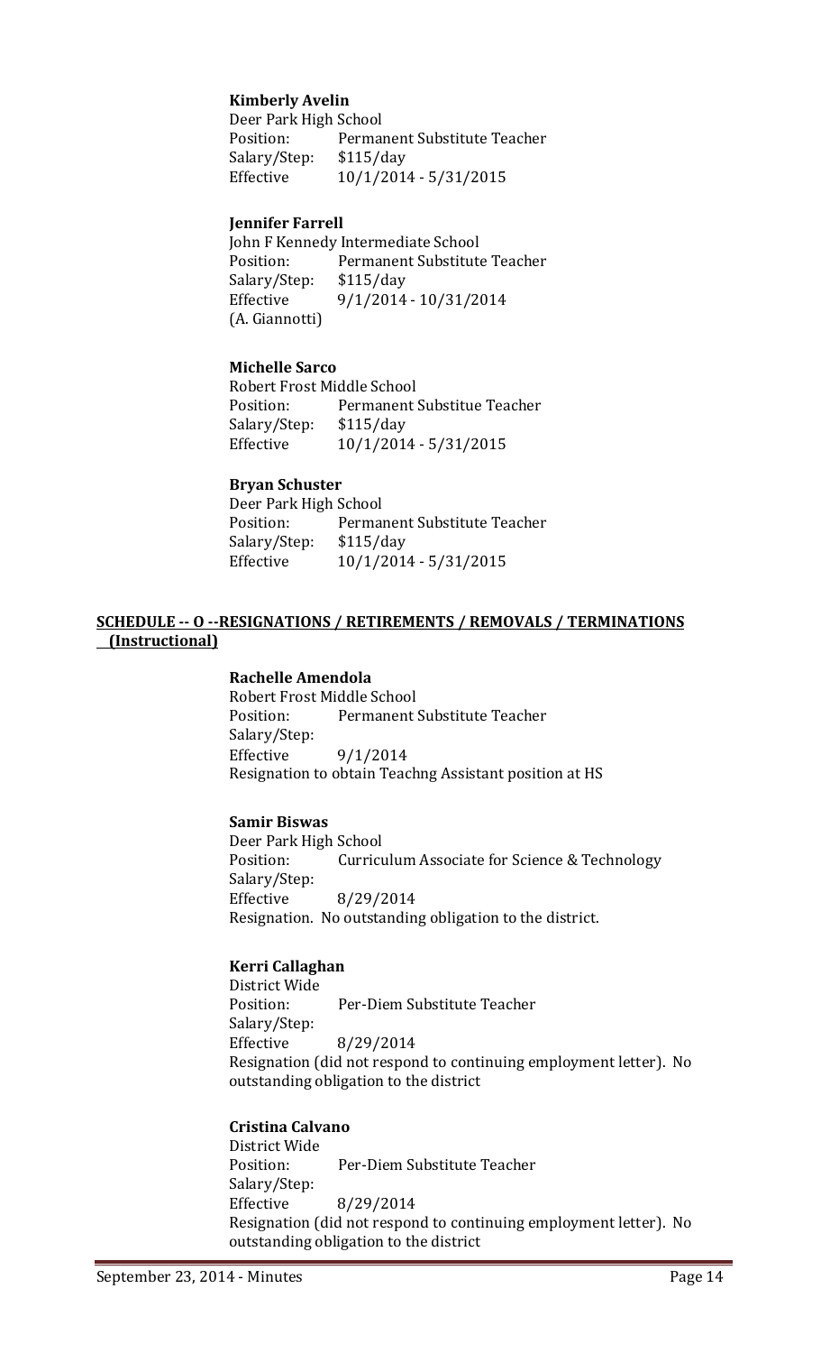**Kimberly Avelin**
Deer Park High School
Position: Permanent Substitute Teacher
Salary/Step: $115/day
Effective 10/1/2014 - 5/31/2015

**Jennifer Farrell**
John F Kennedy Intermediate School
Position: Permanent Substitute Teacher
Salary/Step: $115/day
Effective 9/1/2014 - 10/31/2014
(A. Giannotti)

**Michelle Sarco**
Robert Frost Middle School
Position: Permanent Substitue Teacher
Salary/Step: $115/day
Effective 10/1/2014 - 5/31/2015

**Bryan Schuster**
Deer Park High School
Position: Permanent Substitute Teacher
Salary/Step: $115/day
Effective 10/1/2014 - 5/31/2015

**SCHEDULE -- O --RESIGNATIONS / RETIREMENTS / REMOVALS / TERMINATIONS (Instructional)**

**Rachelle Amendola**
Robert Frost Middle School
Position: Permanent Substitute Teacher
Salary/Step:
Effective 9/1/2014
Resignation to obtain Teachng Assistant position at HS

**Samir Biswas**
Deer Park High School
Position: Curriculum Associate for Science & Technology
Salary/Step:
Effective 8/29/2014
Resignation. No outstanding obligation to the district.

**Kerri Callaghan**
District Wide
Position: Per-Diem Substitute Teacher
Salary/Step:
Effective 8/29/2014
Resignation (did not respond to continuing employment letter). No outstanding obligation to the district

**Cristina Calvano**
District Wide
Position: Per-Diem Substitute Teacher
Salary/Step:
Effective 8/29/2014
Resignation (did not respond to continuing employment letter). No outstanding obligation to the district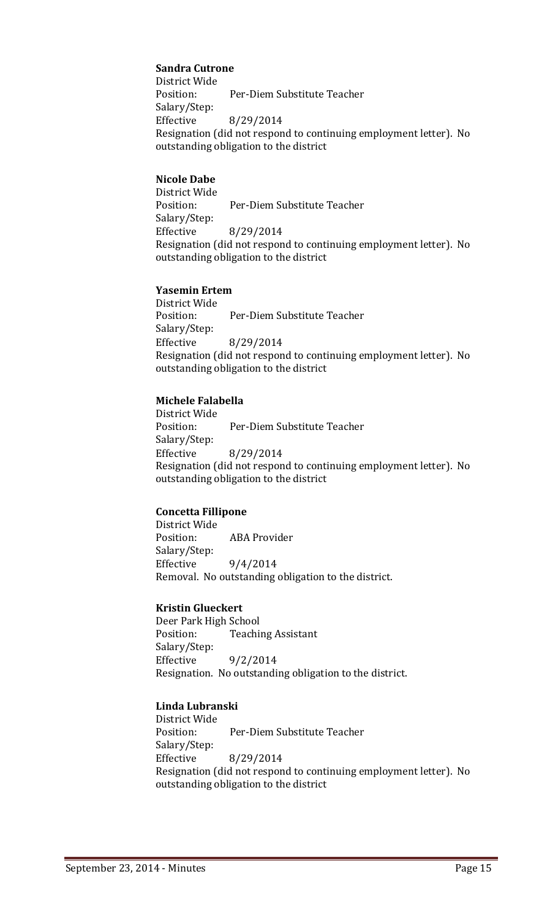**Sandra Cutrone**
District Wide
Position: Per-Diem Substitute Teacher
Salary/Step:
Effective 8/29/2014
Resignation (did not respond to continuing employment letter). No outstanding obligation to the district

**Nicole Dabe**
District Wide
Position: Per-Diem Substitute Teacher
Salary/Step:
Effective 8/29/2014
Resignation (did not respond to continuing employment letter). No outstanding obligation to the district

**Yasemin Ertem**
District Wide
Position: Per-Diem Substitute Teacher
Salary/Step:
Effective 8/29/2014
Resignation (did not respond to continuing employment letter). No outstanding obligation to the district

**Michele Falabella**
District Wide
Position: Per-Diem Substitute Teacher
Salary/Step:
Effective 8/29/2014
Resignation (did not respond to continuing employment letter). No outstanding obligation to the district

**Concetta Fillipone**
District Wide
Position: ABA Provider
Salary/Step:
Effective 9/4/2014
Removal. No outstanding obligation to the district.

**Kristin Glueckert**
Deer Park High School
Position: Teaching Assistant
Salary/Step:
Effective 9/2/2014
Resignation. No outstanding obligation to the district.

**Linda Lubranski**
District Wide
Position: Per-Diem Substitute Teacher
Salary/Step:
Effective 8/29/2014
Resignation (did not respond to continuing employment letter). No outstanding obligation to the district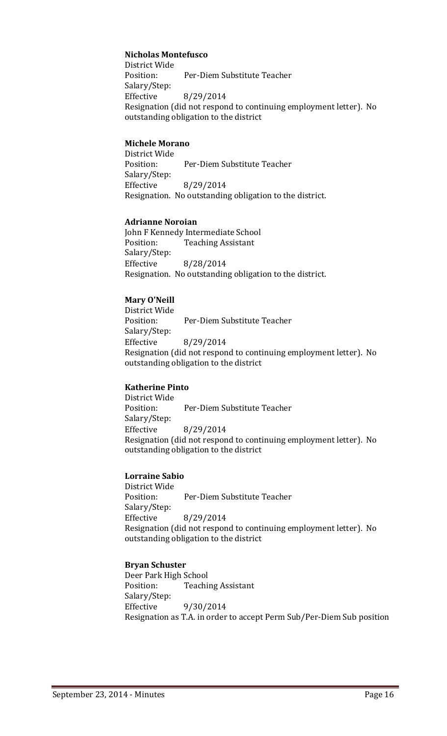**Nicholas Montefusco**
District Wide
Position: Per-Diem Substitute Teacher
Salary/Step:
Effective 8/29/2014
Resignation (did not respond to continuing employment letter). No outstanding obligation to the district

**Michele Morano**
District Wide
Position: Per-Diem Substitute Teacher
Salary/Step:
Effective 8/29/2014
Resignation. No outstanding obligation to the district.

**Adrianne Noroian**
John F Kennedy Intermediate School
Position: Teaching Assistant
Salary/Step:
Effective 8/28/2014
Resignation. No outstanding obligation to the district.

**Mary O'Neill**
District Wide
Position: Per-Diem Substitute Teacher
Salary/Step:
Effective 8/29/2014
Resignation (did not respond to continuing employment letter). No outstanding obligation to the district

**Katherine Pinto**
District Wide
Position: Per-Diem Substitute Teacher
Salary/Step:
Effective 8/29/2014
Resignation (did not respond to continuing employment letter). No outstanding obligation to the district

**Lorraine Sabio**
District Wide
Position: Per-Diem Substitute Teacher
Salary/Step:
Effective 8/29/2014
Resignation (did not respond to continuing employment letter). No outstanding obligation to the district

**Bryan Schuster**
Deer Park High School
Position: Teaching Assistant
Salary/Step:
Effective 9/30/2014
Resignation as T.A. in order to accept Perm Sub/Per-Diem Sub position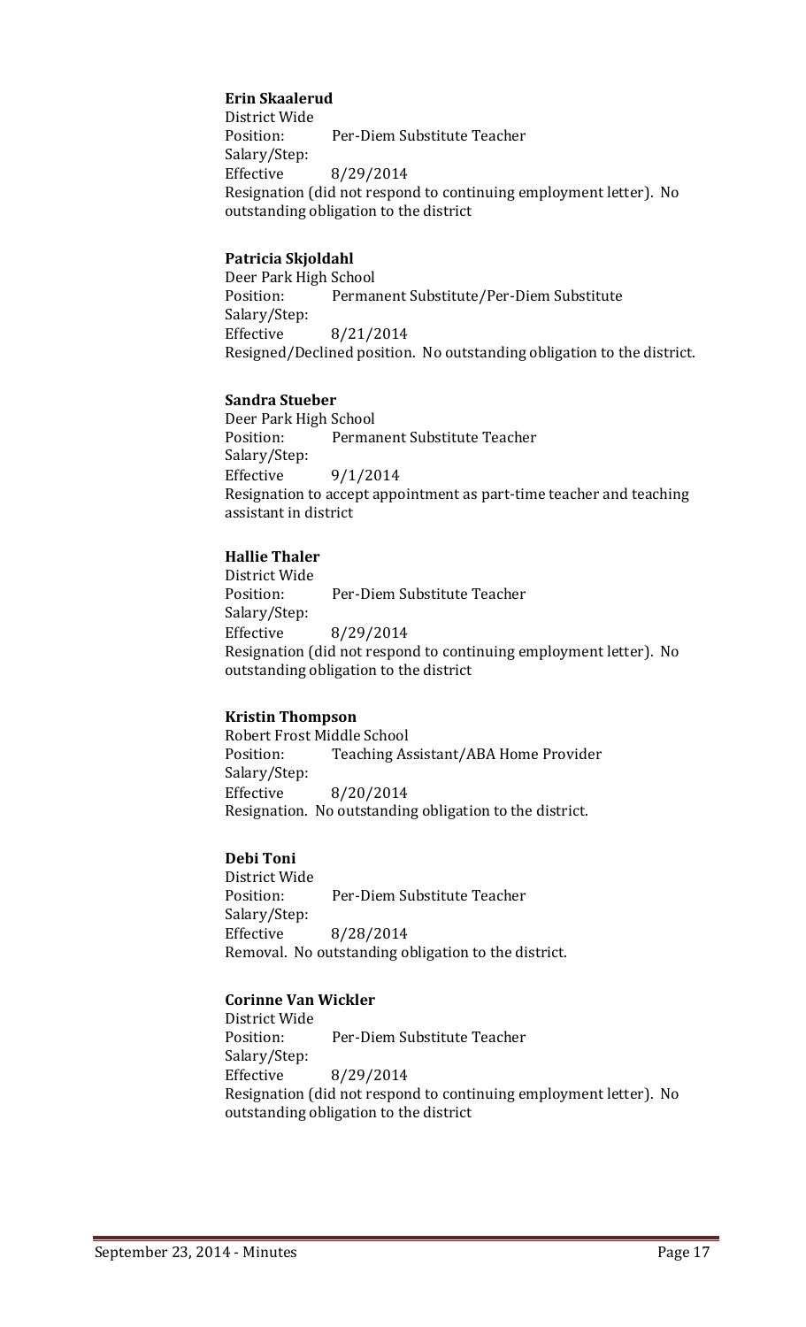**Erin Skaalerud**
District Wide
Position: Per-Diem Substitute Teacher
Salary/Step:
Effective 8/29/2014
Resignation (did not respond to continuing employment letter). No outstanding obligation to the district

**Patricia Skjoldahl**
Deer Park High School
Position: Permanent Substitute/Per-Diem Substitute
Salary/Step:
Effective 8/21/2014
Resigned/Declined position. No outstanding obligation to the district.

**Sandra Stueber**
Deer Park High School
Position: Permanent Substitute Teacher
Salary/Step:
Effective 9/1/2014
Resignation to accept appointment as part-time teacher and teaching assistant in district

**Hallie Thaler**
District Wide
Position: Per-Diem Substitute Teacher
Salary/Step:
Effective 8/29/2014
Resignation (did not respond to continuing employment letter). No outstanding obligation to the district

**Kristin Thompson**
Robert Frost Middle School
Position: Teaching Assistant/ABA Home Provider
Salary/Step:
Effective 8/20/2014
Resignation. No outstanding obligation to the district.

**Debi Toni**
District Wide
Position: Per-Diem Substitute Teacher
Salary/Step:
Effective 8/28/2014
Removal. No outstanding obligation to the district.

**Corinne Van Wickler**
District Wide
Position: Per-Diem Substitute Teacher
Salary/Step:
Effective 8/29/2014
Resignation (did not respond to continuing employment letter). No outstanding obligation to the district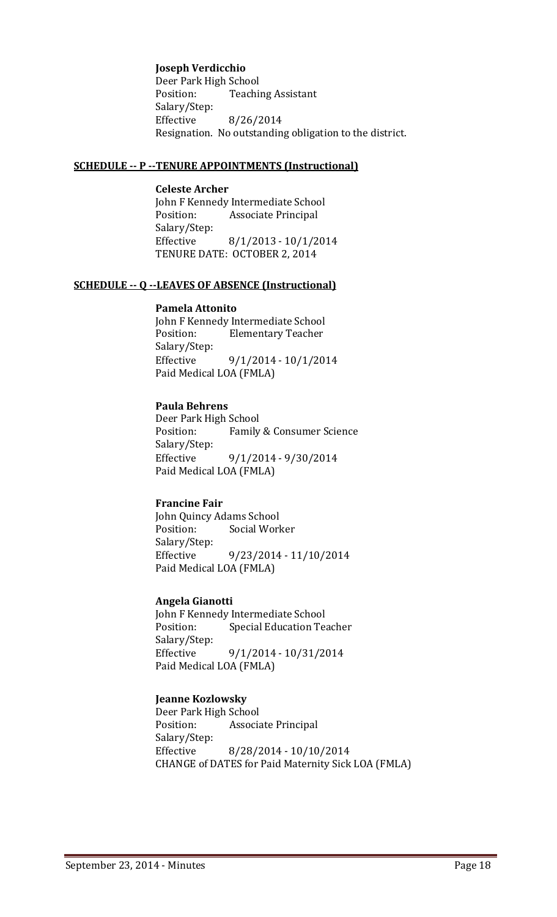**Joseph Verdicchio**
Deer Park High School
Position: Teaching Assistant
Salary/Step:
Effective 8/26/2014
Resignation. No outstanding obligation to the district.

**SCHEDULE -- P --TENURE APPOINTMENTS (Instructional)**

**Celeste Archer**
John F Kennedy Intermediate School
Position: Associate Principal
Salary/Step:
Effective 8/1/2013 - 10/1/2014
TENURE DATE: OCTOBER 2, 2014

**SCHEDULE -- Q --LEAVES OF ABSENCE (Instructional)**

**Pamela Attonito**
John F Kennedy Intermediate School
Position: Elementary Teacher
Salary/Step:
Effective 9/1/2014 - 10/1/2014
Paid Medical LOA (FMLA)

**Paula Behrens**
Deer Park High School
Position: Family & Consumer Science
Salary/Step:
Effective 9/1/2014 - 9/30/2014
Paid Medical LOA (FMLA)

**Francine Fair**
John Quincy Adams School
Position: Social Worker
Salary/Step:
Effective 9/23/2014 - 11/10/2014
Paid Medical LOA (FMLA)

**Angela Gianotti**
John F Kennedy Intermediate School
Position: Special Education Teacher
Salary/Step:
Effective 9/1/2014 - 10/31/2014
Paid Medical LOA (FMLA)

**Jeanne Kozlowsky**
Deer Park High School
Position: Associate Principal
Salary/Step:
Effective 8/28/2014 - 10/10/2014
CHANGE of DATES for Paid Maternity Sick LOA (FMLA)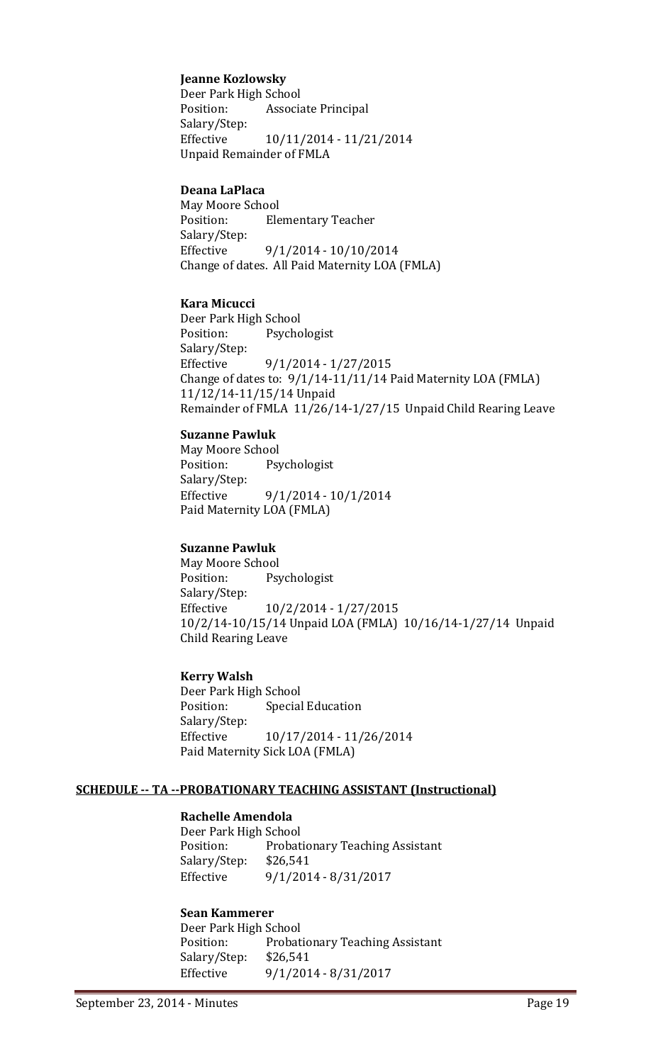**Jeanne Kozlowsky**
Deer Park High School
Position: Associate Principal
Salary/Step:
Effective 10/11/2014 - 11/21/2014
Unpaid Remainder of FMLA

**Deana LaPlaca**
May Moore School
Position: Elementary Teacher
Salary/Step:
Effective 9/1/2014 - 10/10/2014
Change of dates. All Paid Maternity LOA (FMLA)

**Kara Micucci**
Deer Park High School
Position: Psychologist
Salary/Step:
Effective 9/1/2014 - 1/27/2015
Change of dates to: 9/1/14-11/11/14 Paid Maternity LOA (FMLA) 11/12/14-11/15/14 Unpaid Remainder of FMLA 11/26/14-1/27/15 Unpaid Child Rearing Leave

**Suzanne Pawluk**
May Moore School
Position: Psychologist
Salary/Step:
Effective 9/1/2014 - 10/1/2014
Paid Maternity LOA (FMLA)

**Suzanne Pawluk**
May Moore School
Position: Psychologist
Salary/Step:
Effective 10/2/2014 - 1/27/2015
10/2/14-10/15/14 Unpaid LOA (FMLA) 10/16/14-1/27/14 Unpaid Child Rearing Leave

**Kerry Walsh**
Deer Park High School
Position: Special Education
Salary/Step:
Effective 10/17/2014 - 11/26/2014
Paid Maternity Sick LOA (FMLA)

**SCHEDULE -- TA --PROBATIONARY TEACHING ASSISTANT (Instructional)**

**Rachelle Amendola**
Deer Park High School
Position: Probationary Teaching Assistant
Salary/Step: $26,541
Effective 9/1/2014 - 8/31/2017

**Sean Kammerer**
Deer Park High School
Position: Probationary Teaching Assistant
Salary/Step: $26,541
Effective 9/1/2014 - 8/31/2017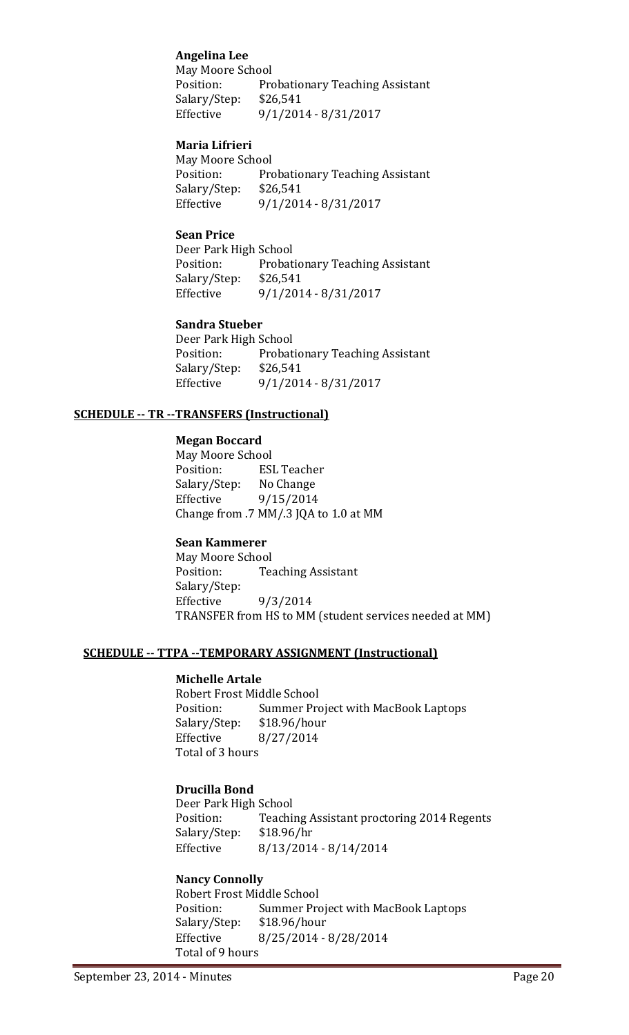**Angelina Lee**
May Moore School
Position: Probationary Teaching Assistant
Salary/Step: $26,541
Effective 9/1/2014 - 8/31/2017

**Maria Lifrieri**
May Moore School
Position: Probationary Teaching Assistant
Salary/Step: $26,541
Effective 9/1/2014 - 8/31/2017

**Sean Price**
Deer Park High School
Position: Probationary Teaching Assistant
Salary/Step: $26,541
Effective 9/1/2014 - 8/31/2017

**Sandra Stueber**
Deer Park High School
Position: Probationary Teaching Assistant
Salary/Step: $26,541
Effective 9/1/2014 - 8/31/2017

**SCHEDULE -- TR --TRANSFERS (Instructional)**

**Megan Boccard**
May Moore School
Position: ESL Teacher
Salary/Step: No Change
Effective 9/15/2014
Change from .7 MM/.3 JQA to 1.0 at MM

**Sean Kammerer**
May Moore School
Position: Teaching Assistant
Salary/Step:
Effective 9/3/2014
TRANSFER from HS to MM (student services needed at MM)

**SCHEDULE -- TTPA --TEMPORARY ASSIGNMENT (Instructional)**

**Michelle Artale**
Robert Frost Middle School
Position: Summer Project with MacBook Laptops
Salary/Step: $18.96/hour
Effective 8/27/2014
Total of 3 hours

**Drucilla Bond**
Deer Park High School
Position: Teaching Assistant proctoring 2014 Regents
Salary/Step: $18.96/hr
Effective 8/13/2014 - 8/14/2014

**Nancy Connolly**
Robert Frost Middle School
Position: Summer Project with MacBook Laptops
Salary/Step: $18.96/hour
Effective 8/25/2014 - 8/28/2014
Total of 9 hours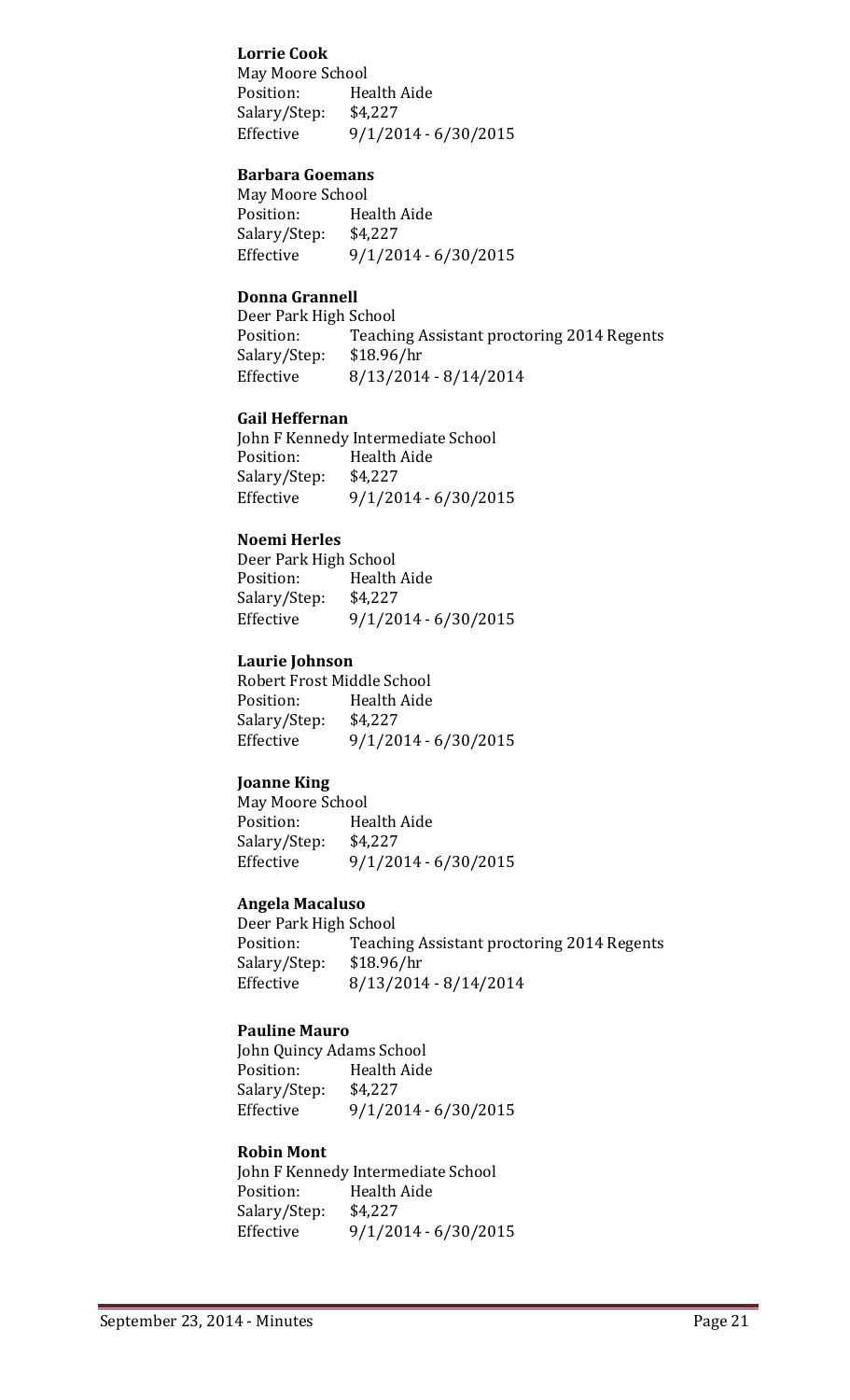**Lorrie Cook**
May Moore School
Position: Health Aide
Salary/Step: $4,227
Effective 9/1/2014 - 6/30/2015

**Barbara Goemans**
May Moore School
Position: Health Aide
Salary/Step: $4,227
Effective 9/1/2014 - 6/30/2015

**Donna Grannell**
Deer Park High School
Position: Teaching Assistant proctoring 2014 Regents
Salary/Step: $18.96/hr
Effective 8/13/2014 - 8/14/2014

**Gail Heffernan**
John F Kennedy Intermediate School
Position: Health Aide
Salary/Step: $4,227
Effective 9/1/2014 - 6/30/2015

**Noemi Herles**
Deer Park High School
Position: Health Aide
Salary/Step: $4,227
Effective 9/1/2014 - 6/30/2015

**Laurie Johnson**
Robert Frost Middle School
Position: Health Aide
Salary/Step: $4,227
Effective 9/1/2014 - 6/30/2015

**Joanne King**
May Moore School
Position: Health Aide
Salary/Step: $4,227
Effective 9/1/2014 - 6/30/2015

**Angela Macaluso**
Deer Park High School
Position: Teaching Assistant proctoring 2014 Regents
Salary/Step: $18.96/hr
Effective 8/13/2014 - 8/14/2014

**Pauline Mauro**
John Quincy Adams School
Position: Health Aide
Salary/Step: $4,227
Effective 9/1/2014 - 6/30/2015

**Robin Mont**
John F Kennedy Intermediate School
Position: Health Aide
Salary/Step: $4,227
Effective 9/1/2014 - 6/30/2015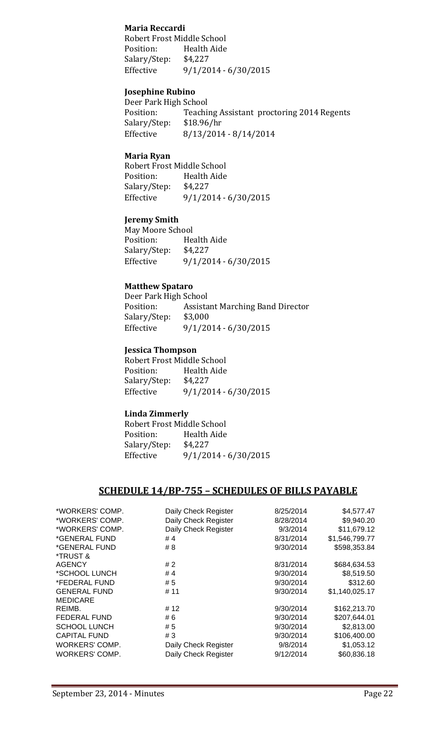**Maria Reccardi**
Robert Frost Middle School
Position: Health Aide
Salary/Step: $4,227
Effective 9/1/2014 - 6/30/2015

**Josephine Rubino**
Deer Park High School
Position: Teaching Assistant proctoring 2014 Regents
Salary/Step: $18.96/hr
Effective 8/13/2014 - 8/14/2014

**Maria Ryan**
Robert Frost Middle School
Position: Health Aide
Salary/Step: $4,227
Effective 9/1/2014 - 6/30/2015

**Jeremy Smith**
May Moore School
Position: Health Aide
Salary/Step: $4,227
Effective 9/1/2014 - 6/30/2015

**Matthew Spataro**
Deer Park High School
Position: Assistant Marching Band Director
Salary/Step: $3,000
Effective 9/1/2014 - 6/30/2015

**Jessica Thompson**
Robert Frost Middle School
Position: Health Aide
Salary/Step: $4,227
Effective 9/1/2014 - 6/30/2015

**Linda Zimmerly**
Robert Frost Middle School
Position: Health Aide
Salary/Step: $4,227
Effective 9/1/2014 - 6/30/2015

## SCHEDULE 14/BP-755 – SCHEDULES OF BILLS PAYABLE

| | | | |
|---|---|---|---|
| *WORKERS' COMP. | Daily Check Register | 8/25/2014 | $4,577.47 |
| *WORKERS' COMP. | Daily Check Register | 8/28/2014 | $9,940.20 |
| *WORKERS' COMP. | Daily Check Register | 9/3/2014 | $11,679.12 |
| *GENERAL FUND | # 4 | 8/31/2014 | $1,546,799.77 |
| *GENERAL FUND | # 8 | 9/30/2014 | $598,353.84 |
| *TRUST & AGENCY | # 2 | 8/31/2014 | $684,634.53 |
| *SCHOOL LUNCH | # 4 | 9/30/2014 | $8,519.50 |
| *FEDERAL FUND | # 5 | 9/30/2014 | $312.60 |
| GENERAL FUND | # 11 | 9/30/2014 | $1,140,025.17 |
| MEDICARE REIMB. | # 12 | 9/30/2014 | $162,213.70 |
| FEDERAL FUND | # 6 | 9/30/2014 | $207,644.01 |
| SCHOOL LUNCH | # 5 | 9/30/2014 | $2,813.00 |
| CAPITAL FUND | # 3 | 9/30/2014 | $106,400.00 |
| WORKERS' COMP. | Daily Check Register | 9/8/2014 | $1,053.12 |
| WORKERS' COMP. | Daily Check Register | 9/12/2014 | $60,836.18 |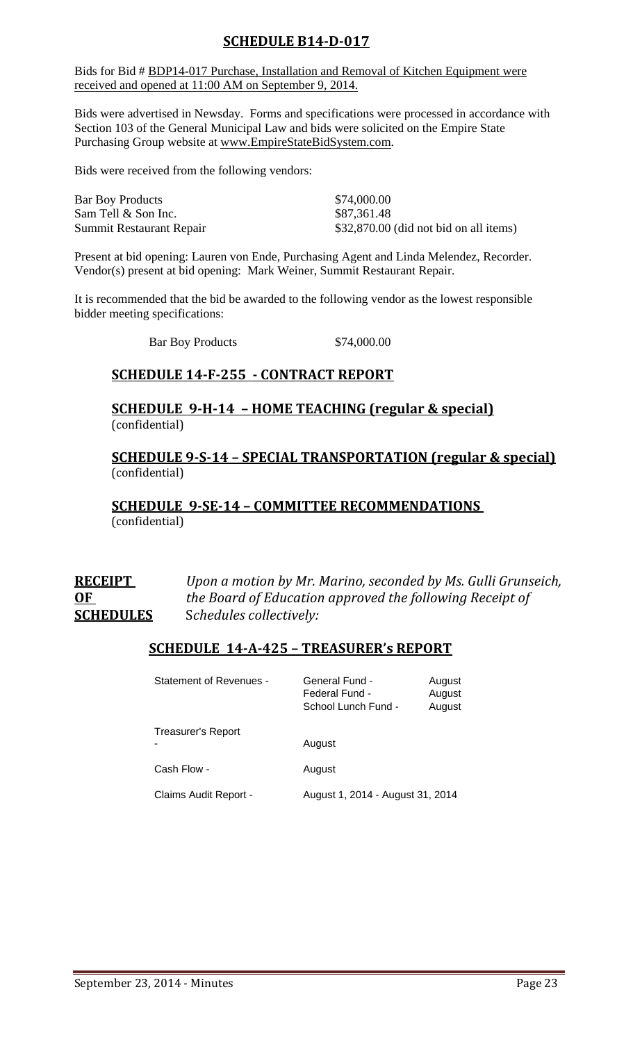## SCHEDULE B14-D-017

Bids for Bid # BDP14-017 Purchase, Installation and Removal of Kitchen Equipment were received and opened at 11:00 AM on September 9, 2014.

Bids were advertised in Newsday. Forms and specifications were processed in accordance with Section 103 of the General Municipal Law and bids were solicited on the Empire State Purchasing Group website at www.EmpireStateBidSystem.com.

Bids were received from the following vendors:

| | |
|---|---|
| Bar Boy Products | $74,000.00 |
| Sam Tell & Son Inc. | $87,361.48 |
| Summit Restaurant Repair | $32,870.00 (did not bid on all items) |

Present at bid opening: Lauren von Ende, Purchasing Agent and Linda Melendez, Recorder. Vendor(s) present at bid opening: Mark Weiner, Summit Restaurant Repair.

It is recommended that the bid be awarded to the following vendor as the lowest responsible bidder meeting specifications:

Bar Boy Products $74,000.00

## SCHEDULE 14-F-255 - CONTRACT REPORT

## SCHEDULE 9-H-14 – HOME TEACHING (regular & special)

(confidential)

## SCHEDULE 9-S-14 – SPECIAL TRANSPORTATION (regular & special)

(confidential)

## SCHEDULE 9-SE-14 – COMMITTEE RECOMMENDATIONS

(confidential)

**RECEIPT OF SCHEDULES** *Upon a motion by Mr. Marino, seconded by Ms. Gulli Grunseich, the Board of Education approved the following Receipt of Schedules collectively:*

## SCHEDULE 14-A-425 – TREASURER's REPORT

| | | |
|---|---|---|
| Statement of Revenues - | General Fund - | August |
| | Federal Fund - | August |
| | School Lunch Fund - | August |
| Treasurer's Report - | August | |
| Cash Flow - | August | |
| Claims Audit Report - | August 1, 2014 - August 31, 2014 | |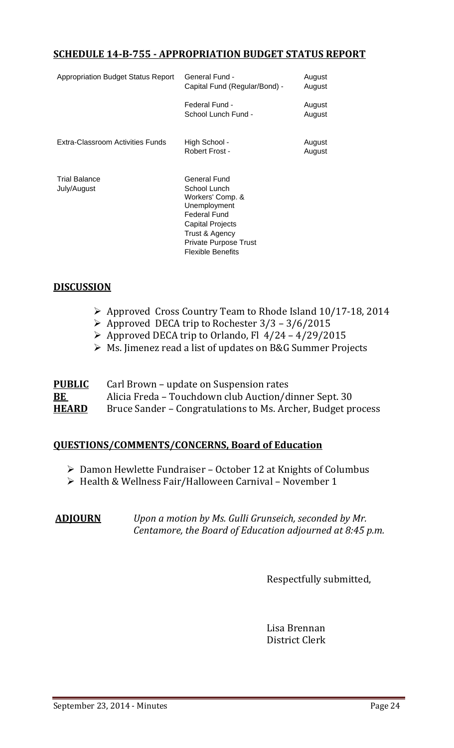## SCHEDULE 14-B-755 - APPROPRIATION BUDGET STATUS REPORT

| | | |
|---|---|---|
| Appropriation Budget Status Report | General Fund - | August |
| | Capital Fund (Regular/Bond) - | August |
| | Federal Fund - | August |
| | School Lunch Fund - | August |
| Extra-Classroom Activities Funds | High School - | August |
| | Robert Frost - | August |
| Trial Balance July/August | General Fund | |
| | School Lunch | |
| | Workers' Comp. & Unemployment | |
| | Federal Fund | |
| | Capital Projects | |
| | Trust & Agency | |
| | Private Purpose Trust | |
| | Flexible Benefits | |

## DISCUSSION

- Approved Cross Country Team to Rhode Island 10/17-18, 2014
- Approved DECA trip to Rochester 3/3 – 3/6/2015
- Approved DECA trip to Orlando, Fl 4/24 – 4/29/2015
- Ms. Jimenez read a list of updates on B&G Summer Projects

**PUBLIC BE HEARD**

Carl Brown – update on Suspension rates
Alicia Freda – Touchdown club Auction/dinner Sept. 30
Bruce Sander – Congratulations to Ms. Archer, Budget process

## QUESTIONS/COMMENTS/CONCERNS, Board of Education

- Damon Hewlette Fundraiser – October 12 at Knights of Columbus
- Health & Wellness Fair/Halloween Carnival – November 1

**ADJOURN** *Upon a motion by Ms. Gulli Grunseich, seconded by Mr. Centamore, the Board of Education adjourned at 8:45 p.m.*

Respectfully submitted,

Lisa Brennan
District Clerk